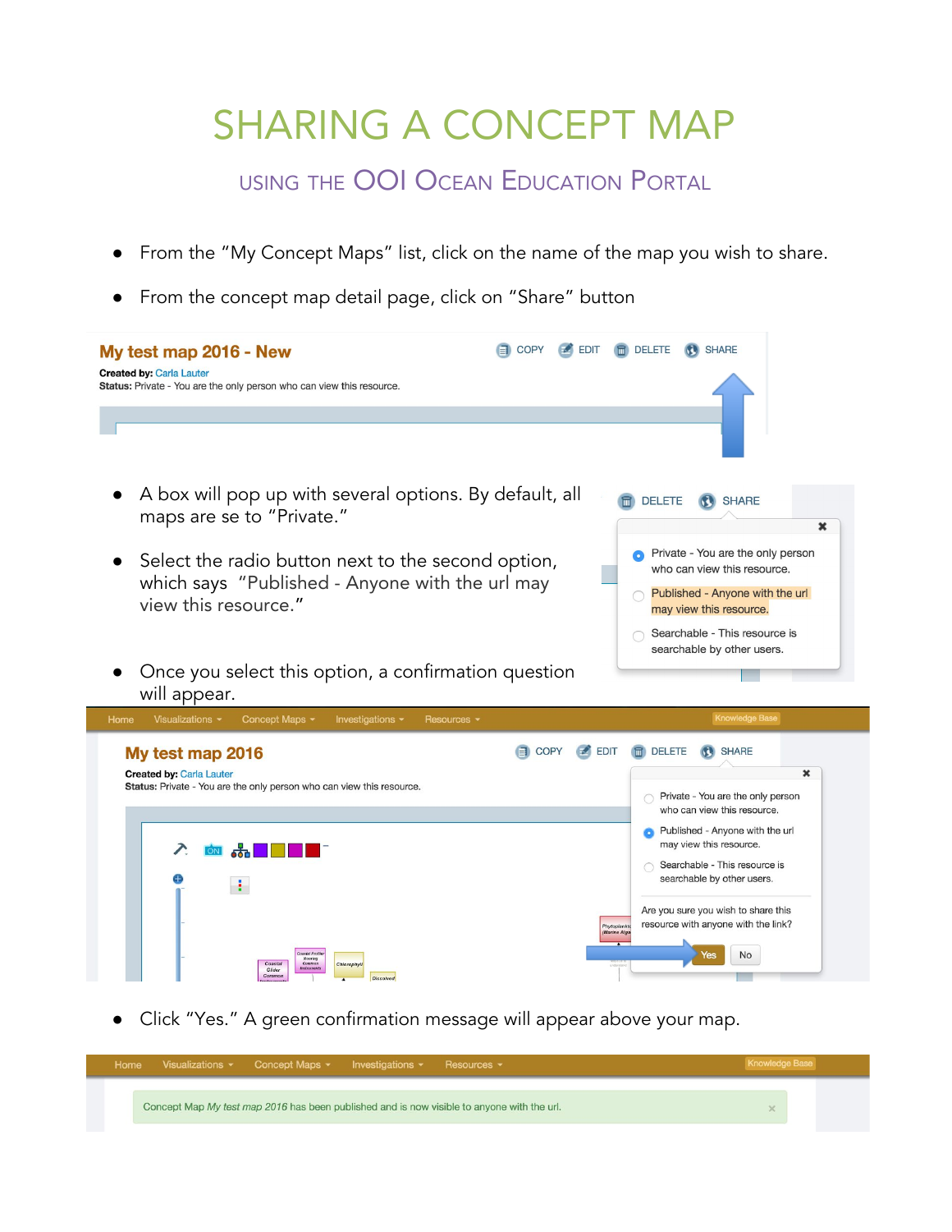# SHARING A CONCEPT MAP

## USING THE OOI OCEAN EDUCATION PORTAL

- From the "My Concept Maps" list, click on the name of the map you wish to share.
- From the concept map detail page, click on "Share" button

- A box will pop up with several options. By default, all maps are se to "Private."
- Select the radio button next to the second option, which says "Published - Anyone with the url may view this resource."
- Once you select this option, a confirmation question will appear.

- Click "Yes." A green confirmation message will appear above your map.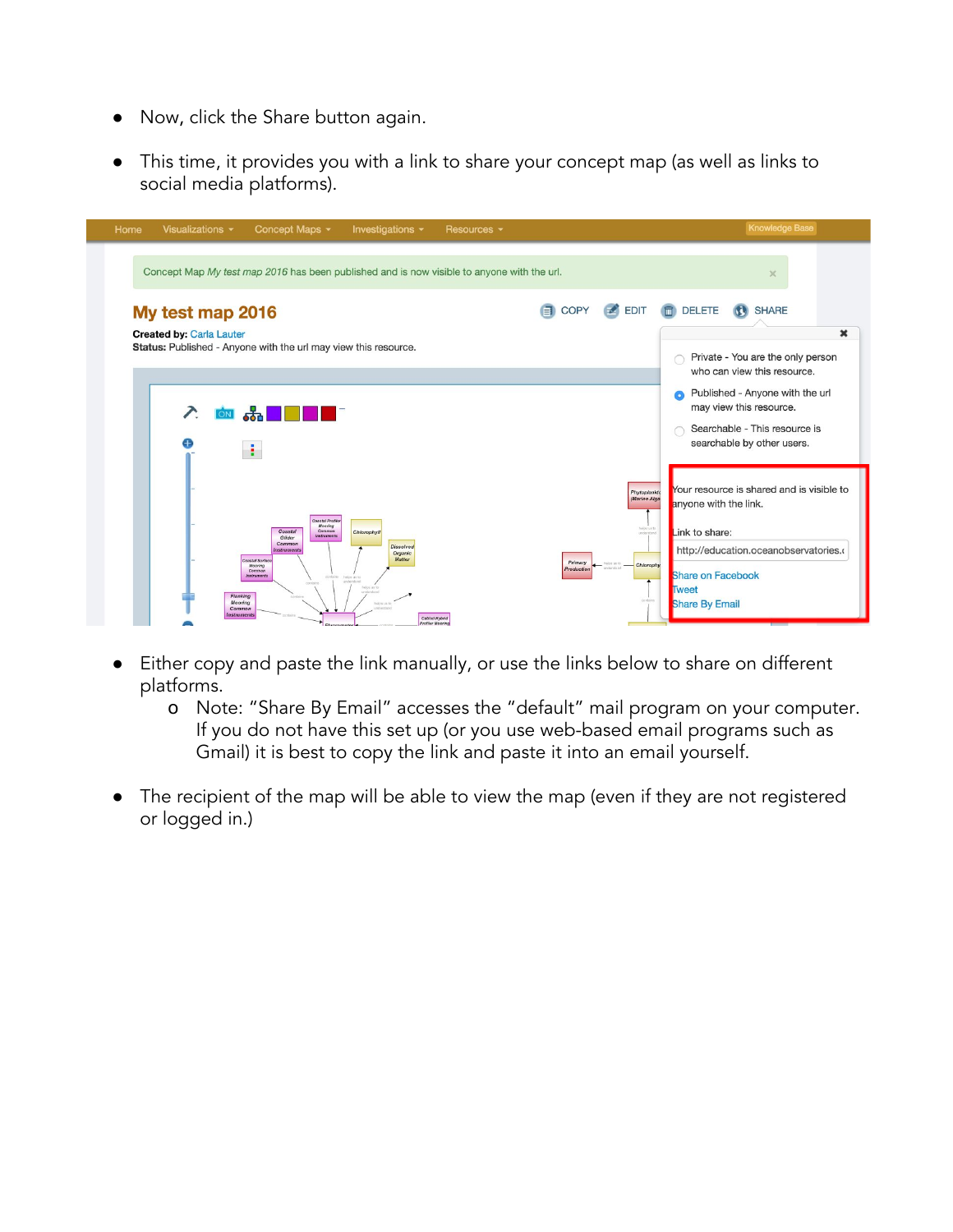- Now, click the Share button again.
- This time, it provides you with a link to share your concept map (as well as links to social media platforms).

- Either copy and paste the link manually, or use the links below to share on different platforms.
    - Note: "Share By Email" accesses the "default" mail program on your computer. If you do not have this set up (or you use web-based email programs such as Gmail) it is best to copy the link and paste it into an email yourself.
- The recipient of the map will be able to view the map (even if they are not registered or logged in.)